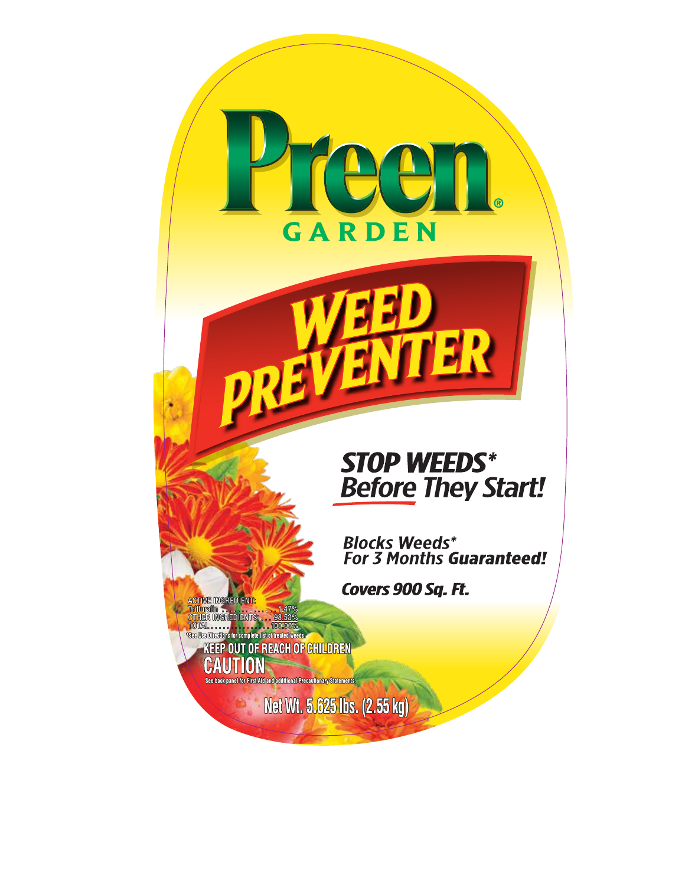# Preen®

## GARDEN

# WEED PREVENTER

**STOP WEEDS* Before They Start!**

*Blocks Weeds* For 3 Months* ***Guaranteed!***

***Covers 900 Sq. Ft.***

| ACTIVE INGREDIENT: | |
|---|---|
| Trifluralin | 1.47% |
| OTHER INGREDIENTS: | 98.53% |
| TOTAL | 100.00% |

*See Use Directions for complete list of treated weeds.

**KEEP OUT OF REACH OF CHILDREN**

**CAUTION**

See back panel for First Aid and additional Precautionary Statements.

**Net Wt. 5.625 lbs. (2.55 kg)**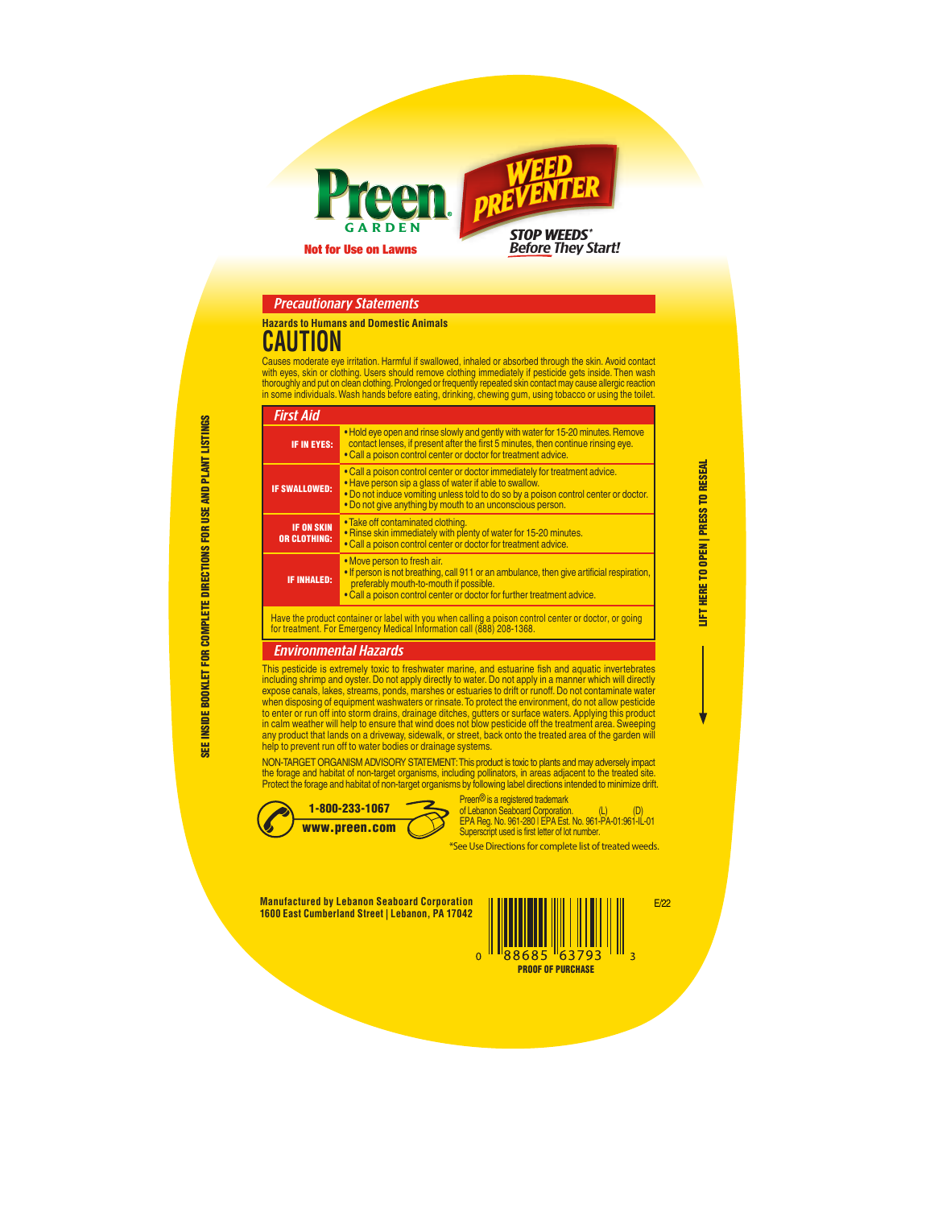**Preen® GARDEN**

**WEED PREVENTER**

**Not for Use on Lawns**

***STOP WEEDS\* Before They Start!***

SEE INSIDE BOOKLET FOR COMPLETE DIRECTIONS FOR USE AND PLANT LISTINGS

LIFT HERE TO OPEN | PRESS TO RESEAL

## *Precautionary Statements*

**Hazards to Humans and Domestic Animals**

# CAUTION

Causes moderate eye irritation. Harmful if swallowed, inhaled or absorbed through the skin. Avoid contact with eyes, skin or clothing. Users should remove clothing immediately if pesticide gets inside. Then wash thoroughly and put on clean clothing. Prolonged or frequently repeated skin contact may cause allergic reaction in some individuals. Wash hands before eating, drinking, chewing gum, using tobacco or using the toilet.

## *First Aid*

| | |
|---|---|
| **IF IN EYES:** | • Hold eye open and rinse slowly and gently with water for 15-20 minutes. Remove contact lenses, if present after the first 5 minutes, then continue rinsing eye.<br>• Call a poison control center or doctor for treatment advice. |
| **IF SWALLOWED:** | • Call a poison control center or doctor immediately for treatment advice.<br>• Have person sip a glass of water if able to swallow.<br>• Do not induce vomiting unless told to do so by a poison control center or doctor.<br>• Do not give anything by mouth to an unconscious person. |
| **IF ON SKIN OR CLOTHING:** | • Take off contaminated clothing.<br>• Rinse skin immediately with plenty of water for 15-20 minutes.<br>• Call a poison control center or doctor for treatment advice. |
| **IF INHALED:** | • Move person to fresh air.<br>• If person is not breathing, call 911 or an ambulance, then give artificial respiration, preferably mouth-to-mouth if possible.<br>• Call a poison control center or doctor for further treatment advice. |

Have the product container or label with you when calling a poison control center or doctor, or going for treatment. For Emergency Medical Information call (888) 208-1368.

## *Environmental Hazards*

This pesticide is extremely toxic to freshwater marine, and estuarine fish and aquatic invertebrates including shrimp and oyster. Do not apply directly to water. Do not apply in a manner which will directly expose canals, lakes, streams, ponds, marshes or estuaries to drift or runoff. Do not contaminate water when disposing of equipment washwaters or rinsate. To protect the environment, do not allow pesticide to enter or run off into storm drains, drainage ditches, gutters or surface waters. Applying this product in calm weather will help to ensure that wind does not blow pesticide off the treatment area. Sweeping any product that lands on a driveway, sidewalk, or street, back onto the treated area of the garden will help to prevent run off to water bodies or drainage systems.

NON-TARGET ORGANISM ADVISORY STATEMENT: This product is toxic to plants and may adversely impact the forage and habitat of non-target organisms, including pollinators, in areas adjacent to the treated site. Protect the forage and habitat of non-target organisms by following label directions intended to minimize drift.

**1-800-233-1067**
**www.preen.com**

Preen® is a registered trademark of Lebanon Seaboard Corporation. (L) (D)
EPA Reg. No. 961-280 | EPA Est. No. 961-PA-01:961-IL-01
Superscript used is first letter of lot number.

\*See Use Directions for complete list of treated weeds.

**Manufactured by Lebanon Seaboard Corporation**
**1600 East Cumberland Street | Lebanon, PA 17042**

0 88685 63793 3
**PROOF OF PURCHASE**

E/22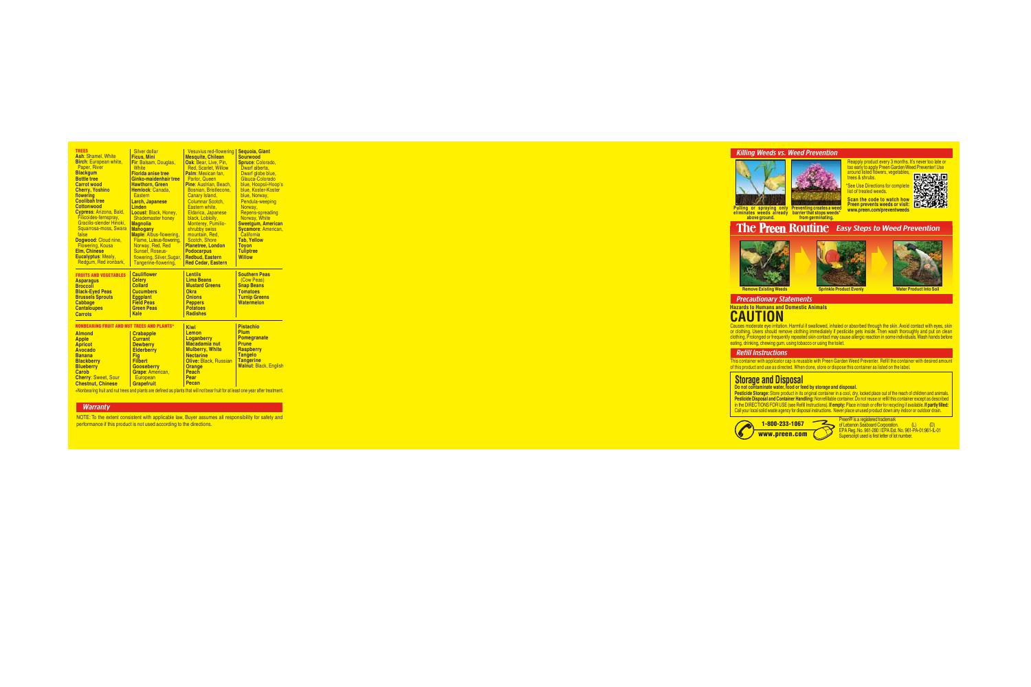## TREES

**Ash**: Shamel, White
**Birch**: European white, Paper, River
**Blackgum**
**Bottle tree**
**Carrot wood**
**Cherry, Yoshino flowering**
**Coolibah tree**
**Cottonwood**
**Cypress**: Arizona, Bald, Filicoides-fernspray, Gracilis-slender Hinoki, Squarrosa-moss, Swara false
**Dogwood**: Cloud nine, Flowering, Kousa
**Elm, Chinese**
**Eucalyptus**: Mealy, Redgum, Red ironbark, Silver dollar
**Ficus, Mini**
**Fir**: Balsam, Douglas, White
**Florida anise tree**
**Ginko-maidenhair tree**
**Hawthorn, Green**
**Hemlock**: Canada, Eastern
**Larch, Japanese**
**Linden**
**Locust**: Black, Honey, Shademaster honey
**Magnolia**
**Mahogany**
**Maple**: Albus-flowering, Flame, Luteus-flowering, Norway, Red, Red Sunset, Roseus-flowering, Silver, Sugar, Tangerine-flowering, Vesuvius red-flowering
**Mesquite, Chilean**
**Oak**: Bear, Live, Pin, Red, Scarlet, Willow
**Palm**: Mexican fan, Parlor, Queen
**Pine**: Austrian, Beach, Bosnian, Bristlecone, Canary Island, Columnar Scotch, Eastern white, Eldarica, Japanese black, Loblolly, Monterey, Pumilio-shrubby swiss mountain, Red, Scotch, Shore
**Planetree, London**
**Podocarpus**
**Redbud, Eastern**
**Red Cedar, Eastern**
**Sequoia, Giant**
**Sourwood**
**Spruce**: Colorado, Dwarf alberta, Dwarf globe blue, Glauca-Colorado blue, Hoopsii-Hoop's blue, Koster-Koster blue, Norway, Pendula-weeping Norway, Repens-spreading Norway, White
**Sweetgum, American**
**Sycamore**: American, California
**Tab, Yellow**
**Toyon**
**Tuliptree**
**Willow**

## FRUITS AND VEGETABLES

**Asparagus**
**Broccoli**
**Black-Eyed Peas**
**Brussels Sprouts**
**Cabbage**
**Cantaloupes**
**Carrots**
**Cauliflower**
**Celery**
**Collard**
**Cucumbers**
**Eggplant**
**Field Peas**
**Green Peas**
**Kale**
**Lentils**
**Lima Beans**
**Mustard Greens**
**Okra**
**Onions**
**Peppers**
**Potatoes**
**Radishes**
**Southern Peas** (Cow Peas)
**Snap Beans**
**Tomatoes**
**Turnip Greens**
**Watermelon**

## NONBEARING FRUIT AND NUT TREES AND PLANTS*

**Almond**
**Apple**
**Apricot**
**Avocado**
**Banana**
**Blackberry**
**Blueberry**
**Carob**
**Cherry**: Sweet, Sour
**Chestnut, Chinese**
**Crabapple**
**Currant**
**Dewberry**
**Elderberry**
**Fig**
**Filbert**
**Gooseberry**
**Grape**: American, European
**Grapefruit**
**Kiwi**
**Lemon**
**Loganberry**
**Macadamia nut**
**Mulberry, White**
**Nectarine**
**Olive**: Black, Russian
**Orange**
**Peach**
**Pear**
**Pecan**
**Pistachio**
**Plum**
**Pomegranate**
**Prune**
**Raspberry**
**Tangelo**
**Tangerine**
**Walnut**: Black, English

*Nonbearing fruit and nut trees and plants are defined as plants that will not bear fruit for at least one year after treatment.

## Warranty

NOTE: To the extent consistent with applicable law, Buyer assumes all responsibility for safety and performance if this product is not used according to the directions.

## Killing Weeds vs. Weed Prevention

**Pulling or spraying only eliminates weeds already above ground.**

**Preventing creates a weed barrier that stops weeds\* from germinating.**

Reapply product every 3 months. It's never too late or too early to apply Preen Garden Weed Preventer! Use around listed flowers, vegetables, trees & shrubs.

*See Use Directions for complete list of treated weeds.

**Scan the code to watch how Preen prevents weeds or visit: www.preen.com/preventweeds**

## The Preen Routine *Easy Steps to Weed Prevention*

**Remove Existing Weeds** → **Sprinkle Product Evenly** → **Water Product Into Soil**

## Precautionary Statements

**Hazards to Humans and Domestic Animals**

# CAUTION

Causes moderate eye irritation. Harmful if swallowed, inhaled or absorbed through the skin. Avoid contact with eyes, skin or clothing. Users should remove clothing immediately if pesticide gets inside. Then wash thoroughly and put on clean clothing. Prolonged or frequently repeated skin contact may cause allergic reaction in some individuals. Wash hands before eating, drinking, chewing gum, using tobacco or using the toilet.

## Refill Instructions

This container with applicator cap is reusable with Preen Garden Weed Preventer. Refill the container with desired amount of this product and use as directed. When done, store or dispose this container as listed on the label.

## Storage and Disposal

**Do not contaminate water, food or feed by storage and disposal.**

**Pesticide Storage:** Store product in its original container in a cool, dry, locked place out of the reach of children and animals.
**Pesticide Disposal and Container Handling:** Nonrefillable container. Do not reuse or refill this container except as described in the DIRECTIONS FOR USE (see Refill Instructions). **If empty:** Place in trash or offer for recycling if available. **If partly filled:** Call your local solid waste agency for disposal instructions. Never place unused product down any indoor or outdoor drain.

**1-800-233-1067**
**www.preen.com**

Preen® is a registered trademark of Lebanon Seaboard Corporation. (L) (D)
EPA Reg. No. 961-280 | EPA Est. No. 961-PA-01;961-IL-01
Superscript used is first letter of lot number.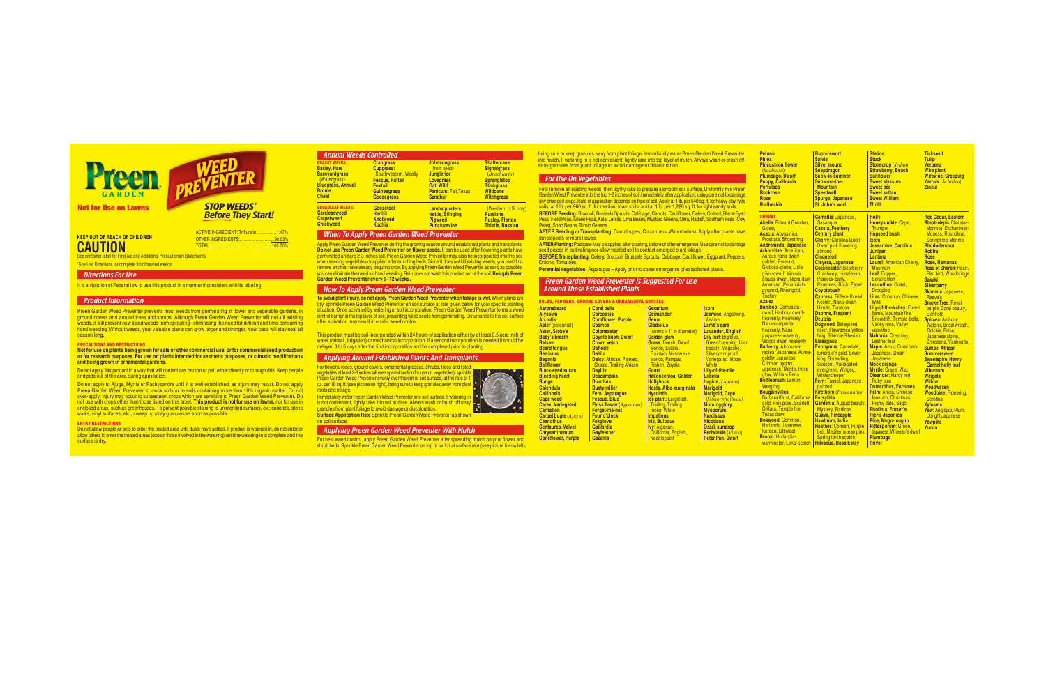# Preen GARDEN

# WEED PREVENTER

**Not for Use on Lawns**

***STOP WEEDS* Before They Start!***

**KEEP OUT OF REACH OF CHILDREN**

# CAUTION

See container label for First Aid and Additional Precautionary Statements

ACTIVE INGREDIENT: Trifluralin...............1.47%
OTHER INGREDIENTS:.........................98.53%
TOTAL.................................................100.00%

*See Use Directions for complete list of treated weeds.

## Directions For Use

It is a violation of Federal law to use this product in a manner inconsistent with its labeling.

## Product Information

Preen Garden Weed Preventer prevents most weeds from germinating in flower and vegetable gardens, in ground covers and around trees and shrubs. Although Preen Garden Weed Preventer will not kill existing weeds, it will prevent new listed weeds from sprouting–eliminating the need for difficult and time-consuming hand weeding. Without weeds, your valuable plants can grow larger and stronger. Your beds will stay neat all season long.

**PRECAUTIONS AND RESTRICTIONS**

**Not for use on plants being grown for sale or other commercial use, or for commercial seed production or for research purposes. For use on plants intended for aesthetic purposes, or climatic modifications and being grown in ornamental gardens.**

Do not apply this product in a way that will contact any person or pet, either directly or through drift. Keep people and pets out of the area during application.

Do not apply to Ajuga, Myrtle or Pachysandra until it is well established, as injury may result. Do not apply Preen Garden Weed Preventer to muck soils or to soils containing more than 10% organic matter. Do not over-apply; injury may occur to subsequent crops which are sensitive to Preen Garden Weed Preventer. Do not use with crops other than those listed on this label. **This product is not for use on lawns,** nor for use in enclosed areas, such as greenhouses. To prevent possible staining to unintended surfaces, ex.: concrete, stone walks, vinyl surfaces, etc., sweep up stray granules as soon as possible.

**ENTRY RESTRICTIONS**

Do not allow people or pets to enter the treated area until dusts have settled. If product is watered-in, do not enter or allow others to enter the treated areas (except those involved in the watering) until the watering-in is complete and the surface is dry.

## Annual Weeds Controlled

| | | | |
|---|---|---|---|
| **GRASSY WEEDS:** | **Crabgrass** | **Johnsongrass** | **Shattercane** |
| **Barley, Hare** | **Cupgrass:** | (from seed) | **Signalgrass** |
| **Barnyardgrass** | Southwestern, Woolly | **Junglerice** | (*Brachiaria*) |
| (Watergrass) | **Fescue, Rattail** | **Lovegrass** | **Sprangletop** |
| **Bluegrass, Annual** | **Foxtail** | **Oat, Wild** | **Stinkgrass** |
| **Brome** | **Guineagrass** | **Panicum:** Fall, Texas | **Wildcane** |
| **Cheat** | **Goosegrass** | **Sandbur** | **Witchgrass** |
| **BROADLEAF WEEDS:** | **Goosefoot** | **Lambsquarters** | (Western U.S. only) |
| **Carelessweed** | **Henbit** | **Nettle, Stinging** | **Purslane** |
| **Carpetweed** | **Knotweed** | **Pigweed** | **Pusley, Florida** |
| **Chickweed** | **Kochia** | **Puncturevine** | **Thistle, Russian** |

## When To Apply Preen Garden Weed Preventer

Apply Preen Garden Weed Preventer during the growing season around established plants and transplants. **Do not use Preen Garden Weed Preventer on flower seeds.** It can be used after flowering plants have germinated and are 2-3 inches tall. Preen Garden Weed Preventer may also be incorporated into the soil when seeding vegetables or applied after mulching beds. Since it does not kill existing weeds, you must first remove any that have already begun to grow. By applying Preen Garden Weed Preventer as early as possible, you can eliminate the need for hand weeding. Rain does not wash this product out of the soil. **Reapply Preen Garden Weed Preventer every 9–12 weeks.**

## How To Apply Preen Garden Weed Preventer

**To avoid plant injury, do not apply Preen Garden Weed Preventer when foliage is wet.** When plants are dry, sprinkle Preen Garden Weed Preventer on soil surface at rate given below for your specific planting situation. Once activated by watering or soil incorporation, Preen Garden Weed Preventer forms a weed control barrier in the top layer of soil, preventing weed seeds from germinating. Disturbance to the soil surface after activation may result in erratic weed control.

This product must be soil-incorporated within 24 hours of application either by at least 0.5 acre inch of water (rainfall, irrigation) or mechanical incorporation. If a second incorporation is needed it should be delayed 3 to 5 days after the first incorporation and be completed prior to planting.

## Applying Around Established Plants And Transplants

For flowers, roses, ground covers, ornamental grasses, shrubs, trees and listed vegetables at least 2-3 inches tall (see special section for use on vegetables): sprinkle Preen Garden Weed Preventer evenly over the entire soil surface, at the rate of 1 oz. per 10 sq. ft. (see picture on right), being sure to keep granules away from plant roots and foliage.

Immediately water Preen Garden Weed Preventer into soil surface. If watering-in is not convenient, lightly rake into soil surface. Always wash or brush off stray granules from plant foliage to avoid damage or discoloration.

**Surface Application Rate** Sprinkle Preen Garden Weed Preventer as shown on soil surface.

## Applying Preen Garden Weed Preventer With Mulch

For best weed control, apply Preen Garden Weed Preventer after spreading mulch on your flower and shrub beds. Sprinkle Preen Garden Weed Preventer on top of mulch at surface rate (see picture below left), being sure to keep granules away from plant foliage. Immediately water Preen Garden Weed Preventer into mulch. If watering-in is not convenient, lightly rake into top layer of mulch. Always wash or brush off stray granules from plant foliage to avoid damage or discoloration.

## For Use On Vegetables

First remove all existing weeds, then lightly rake to prepare a smooth soil surface. Uniformly mix Preen Garden Weed Preventer into the top 1-2 inches of soil immediately after application, using care not to damage any emerged crops. Rate of application depends on type of soil. Apply at 1 lb. per 640 sq. ft. for heavy clay-type soils, at 1 lb. per 960 sq. ft. for medium loam soils, and at 1 lb. per 1,280 sq. ft. for light sandy soils.

**BEFORE Seeding:** Broccoli, Brussels Sprouts, Cabbage, Carrots, Cauliflower, Celery, Collard, Black-Eyed Peas, Field Peas, Green Peas, Kale, Lentils, Lima Beans, Mustard Greens, Okra, Radish, Southern Peas (Cow Peas), Snap Beans, Turnip Greens.

**AFTER Seeding or Transplanting:** Cantaloupes, Cucumbers, Watermelons. Apply after plants have developed 5 or more leaves.

**AFTER Planting:** Potatoes-May be applied after planting, before or after emergence. Use care not to damage seed pieces in cultivating nor allow treated soil to contact emerged plant foliage.

**BEFORE Transplanting:** Celery, Broccoli, Brussels Sprouts, Cabbage, Cauliflower, Eggplant, Peppers, Onions, Tomatoes.

**Perennial Vegetables:** Asparagus – Apply prior to spear emergence of established plants.

## Preen Garden Weed Preventer Is Suggested For Use Around These Established Plants

**BULBS, FLOWERS, GROUND COVERS & ORNAMENTAL GRASSES**

**Aaronsbeard**, **Alyssum**, **Arctotis**, **Aster** (perennial), **Aster, Stoke's**, **Baby's breath**, **Balsam**, **Beard tongue**, **Bee balm**, **Begonia**, **Bellflower**, **Black-eyed susan**, **Bleeding heart**, **Bunge**, **Calendula**, **Calliopsis**, **Cape weed**, **Carex, Variegated**, **Carnation**, **Carpet bugle** (*Ajuga*), **Ceanothus**, **Centaurea, Velvet**, **Chrysanthemum**, **Coneflower, Purple**, **Coral bells**, **Coreopsis**, **Cornflower, Purple**, **Cosmos**, **Cotoneaster**, **Coyote bush, Dwarf**, **Crown vetch**, **Daffodil**, **Dahlia**, **Daisy**: African, Painted, Shasta, Trailing African, **Daylily**, **Descampsia**, **Dianthus**, **Dusty miller**, **Fern, Asparagus**, **Fescue, Blue**, **Floss flower** (*Ageratum*), **Forget-me-not**, **Four o'clock**, **Foxglove**, **Gaillardia**, **Gayfeather**, **Gazania**, **Geranium**, **Germander**, **Geum**, **Gladiolus** (corms > 1" in diameter), **Golden glow**, **Grass**: Beech, Dwarf Mondo, Eulalia, Fountain, Mascarene, Mondo, Pampas, Ribbon, Zoysia, **Guara**, **Hakonechloa, Golden**, **Hollyhock**, **Hosta, Albo-marginata**, **Hyacinth**, **Ice plant**: Largeleaf, Trailing, Trailing roses, White, **Impatiens**, **Iris, Bulbous**, **Ivy**: Algerian, California, English, Needlepoint, **Ixora**, **Jasmine**: Angelwing, Asian, **Lamb's ears**, **Lavender, English**, **Lily turf**: Big blue, Green/creeping, Lilac beauty, Majestic, Silvery sunproof, Variegated liriope, White, **Lily-of-the-nile**, **Lobelia**, **Lupine** (*Lupinus*), **Marigold**, **Marigold, Cape** (*Dimorphotheca*), **Morningglory**, **Myoporum**, **Narcissus**, **Nicotiana**, **Ozark sundrop**, **Periwinkle** (*Vinca*), **Peter Pan, Dwarf**, **Petunia**, **Phlox**, **Pincushion flower** (*Scabiosa*), **Plumbago, Dwarf**, **Poppy, California**, **Portulaca**, **Rockrose**, **Rose**, **Rudbeckia**, **Rupturewort**, **Salvia**, **Silver mound**, **Snapdragon**, **Snow-in-summer**, **Snow-on-the-Mountain**, **Speedwell**, **Spurge, Japanese**, **St. John's wort**, **Statice**, **Stock**, **Stonecrop** (*Sedum*), **Strawberry, Beach**, **Sunflower**, **Sweet alyssum**, **Sweet pea**, **Sweet sultan**, **Sweet William**, **Thrift**, **Tickseed**, **Tulip**, **Verbena**, **Wire plant**, **Wirevine, Creeping**, **Yarrow** (*Achillea*), **Zinnia**

**SHRUBS**

**Abelia**: Edward Goucher, Glossy, **Acacia**: Abyssinica, Prostrate, Shoestring, **Andromeda, Japanese**, **Arborvitae**: American, Aureus nana-dwarf golden, Emerald, Globosa-globe, Little giant-dwarf, Minima glauca-dwarf, Nigra-dark American, Pyramidalis pyramid, Rheingold, Techny, **Azalea**, **Bamboo**: Compacta-dwarf, Harbour dwarf-heavenly, Heavenly, Nana-compacta-heavenly, Nana purpurea-heavenly, Woods dwarf heavenly, **Barberry**: Atropurea-redleaf Japanese, Aurea-golden Japanese, Crimson pygmy, Japanese, Mento, Rose glow, William Penn, **Bottlebrush**: Lemon, Weeping, **Bougainvillea**: Barbara Karst, California gold, Pink pixie, Scarlett O'Hara, Temple fire, Texas dawn, **Boxwood**: Common, Harlands, Japanese, Korean, Littleleaf, **Broom**: Hollandia-warminster, Lena-Scotch, **Camellia**: Japanese, Sasanqua, **Cassia, Feathery**, **Century plant**, **Cherry**: Carolina laurel, Dwarf pink flowering almond, **Cinquefoil**, **Cleyera, Japanese**, **Cotoneaster**: Bearberry, Cranberry, Himalayan, Praecox-early, Pyrenees, Rock, Zabel, **Coyotebush**, **Cypress**: Filifera-thread, Kosteri, Nana-dwarf Hinoki, Torulosa, **Daphne, Fragrant**, **Deutzia**, **Dogwood**: Baileyi red osier, Flaviramea-yellow-twig, Sibirica-Siberian, **Elaeagnus**, **Euonymus**: Canadale, Emerald'n gold, Silver king, Spreading, Sunspot, Variegated evergreen, Winged, Wintercreeper, **Fern**: Tassel, Japanese painted, **Firethorn** (*Pyracantha*), **Forsythia**, **Gardenia**: August beauty, Mystery, Radican, **Guava, Pineapple**, **Hawthorn, India**, **Heather**: Cornish, Purple bell, Mediterranean pink, Spring torch scotch, **Hibiscus, Ross Estey**, **Holly**, **Honeysuckle**: Cape, Trumpet, **Hopseed bush**, **Ixora**, **Jessamine, Carolina**, **Juniper**, **Lantana**, **Laurel**: American Cherry, Mountain, **Leaf**: Copper, Salal/lemon, **Leucothoe**: Coast, Drooping, **Lilac**: Common, Chinese, Wild, **Lily-of-the-Valley**: Forest flame, Mountain fire, Snowdrift, Temple-bells, Valley rose, Valley valentine, **Mahonia**: Creeping, Leather leaf, **Maple**: Amur, Coral bark Japanese, Dwarf Japanese, **Mock orange**, **Myrtle**: Crape, Wax, **Oleander**: Hardy red, Ruby lace, **Osmanthus, Fortunes**, **Palm**: Areca, Chinese fountain, Christmas, Pigmy date, Sago, **Photinia, Fraser's**, **Pieris Japonica**, **Pine, Mugo-mugho**, **Pittosporum**: Green, Japanese, Wheeler's dwarf, **Plumbago**, **Privet**, **Red Cedar, Eastern**, **Rhaphiolepis**: Charisma-Monrue, Enchantress-Moness, Roundleaf, Springtime-Monme, **Rhododendron**, **Robira**, **Rose**, **Rose, Ramanas**, **Rose of Sharon**: Heart, Red bird, Woodbridge, **Sakaki**, **Silverberry**, **Skimmia**: Japanese, Reeve's, **Smoke Tree**: Royal purple, Coral beauty, Eichholz, **Spiraea**: Anthony Waterer, Bridal wreath, Dolchia, False, Japanese alpine, Shirobana, Vanhoutte, **Sumac, African**, **Summersweet**, **Sweetspire, Henry Garnet holly leaf**, **Viburnum**, **Weigela**, **Willow**, **Woadwaxen**, **Woodbine**: Flowering, Serotina, **Xylosma**, **Yew**: Anglojap, Plum, Upright Japanese, **Yewpine**, **Yucca**